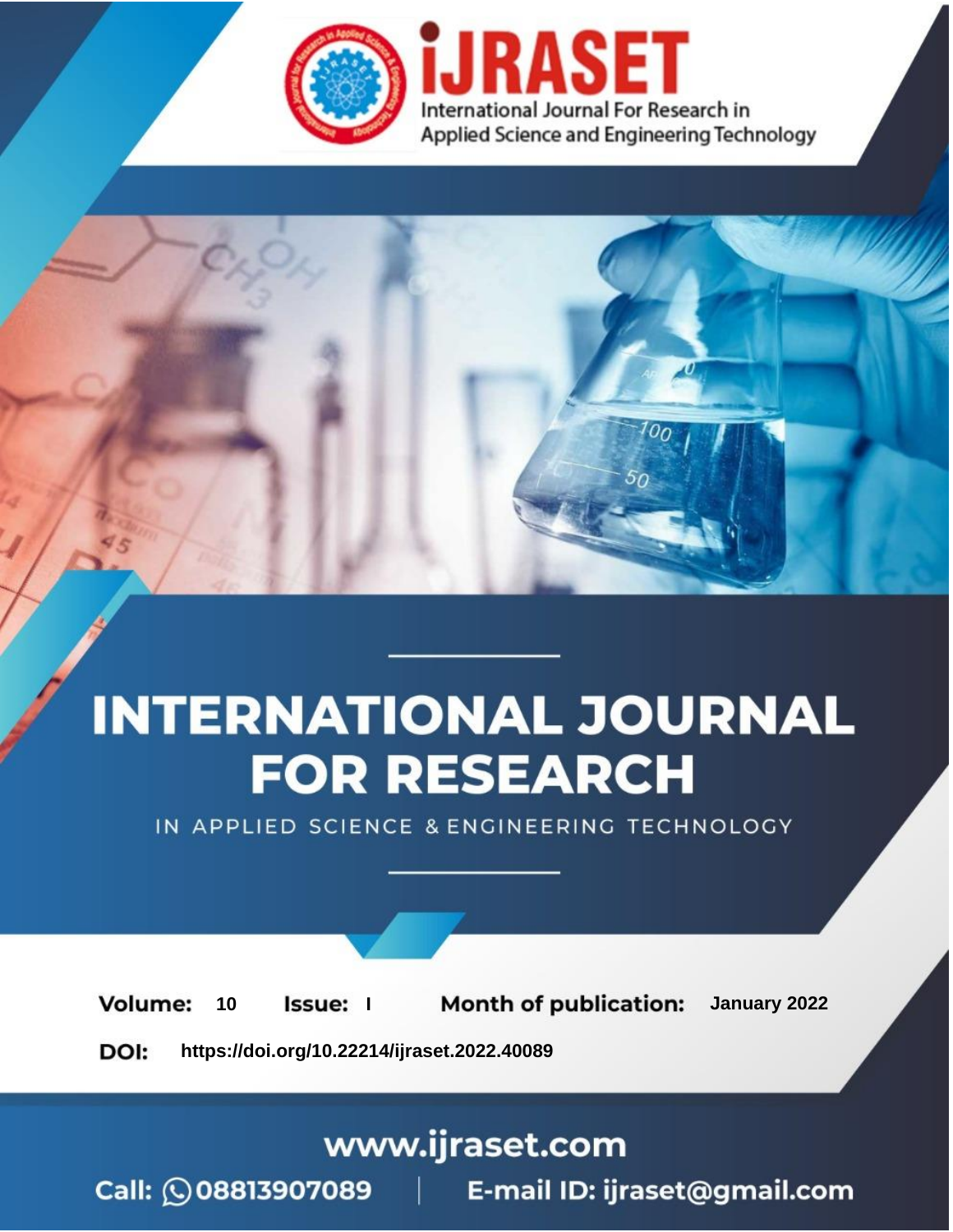iJRASET

International Journal For Research in Applied Science and Engineering Technology

# INTERNATIONAL JOURNAL FOR RESEARCH

IN APPLIED SCIENCE & ENGINEERING TECHNOLOGY

**Volume:** 10 **Issue:** I **Month of publication:** January 2022

**DOI:** https://doi.org/10.22214/ijraset.2022.40089

www.ijraset.com

Call: 08813907089 | E-mail ID: ijraset@gmail.com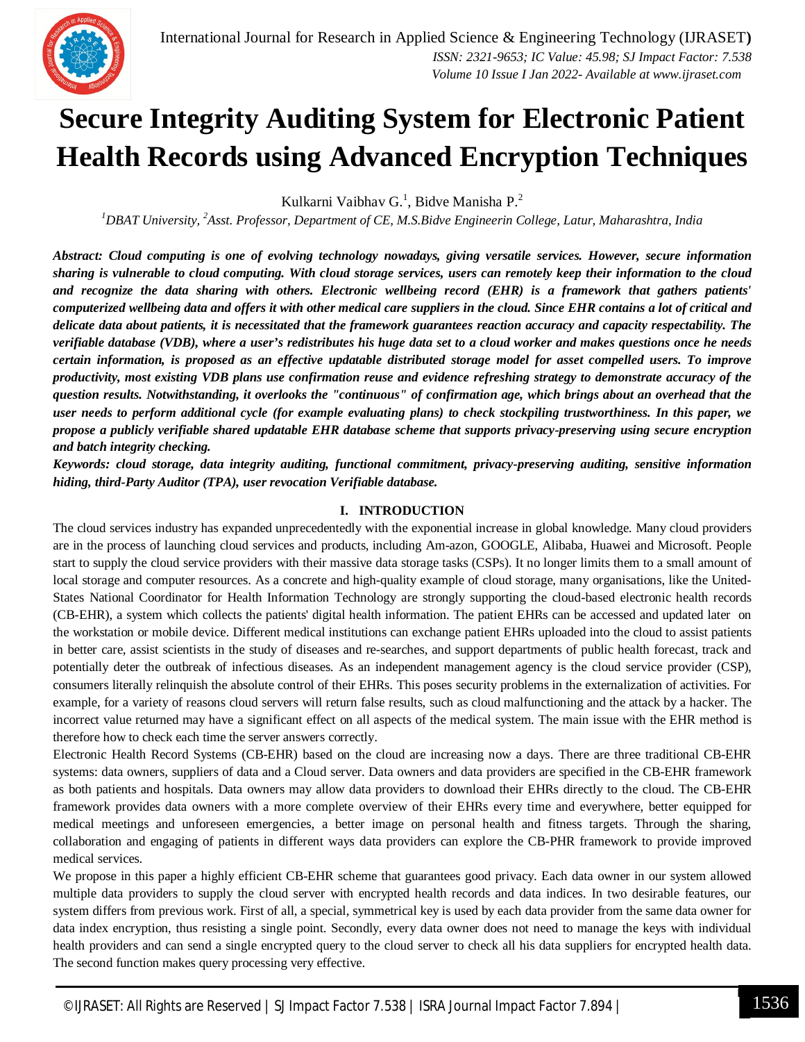# Secure Integrity Auditing System for Electronic Patient Health Records using Advanced Encryption Techniques

Kulkarni Vaibhav G.[1], Bidve Manisha P.[2]

[1]*DBAT University,* [2]*Asst. Professor, Department of CE, M.S.Bidve Engineerin College, Latur, Maharashtra, India*

***Abstract:** Cloud computing is one of evolving technology nowadays, giving versatile services. However, secure information sharing is vulnerable to cloud computing. With cloud storage services, users can remotely keep their information to the cloud and recognize the data sharing with others. Electronic wellbeing record (EHR) is a framework that gathers patients' computerized wellbeing data and offers it with other medical care suppliers in the cloud. Since EHR contains a lot of critical and delicate data about patients, it is necessitated that the framework guarantees reaction accuracy and capacity respectability. The verifiable database (VDB), where a user's redistributes his huge data set to a cloud worker and makes questions once he needs certain information, is proposed as an effective updatable distributed storage model for asset compelled users. To improve productivity, most existing VDB plans use confirmation reuse and evidence refreshing strategy to demonstrate accuracy of the question results. Notwithstanding, it overlooks the "continuous" of confirmation age, which brings about an overhead that the user needs to perform additional cycle (for example evaluating plans) to check stockpiling trustworthiness. In this paper, we propose a publicly verifiable shared updatable EHR database scheme that supports privacy-preserving using secure encryption and batch integrity checking.***

***Keywords:** cloud storage, data integrity auditing, functional commitment, privacy-preserving auditing, sensitive information hiding, third-Party Auditor (TPA), user revocation Verifiable database.*

## I. INTRODUCTION

The cloud services industry has expanded unprecedentedly with the exponential increase in global knowledge. Many cloud providers are in the process of launching cloud services and products, including Am-azon, GOOGLE, Alibaba, Huawei and Microsoft. People start to supply the cloud service providers with their massive data storage tasks (CSPs). It no longer limits them to a small amount of local storage and computer resources. As a concrete and high-quality example of cloud storage, many organisations, like the United-States National Coordinator for Health Information Technology are strongly supporting the cloud-based electronic health records (CB-EHR), a system which collects the patients' digital health information. The patient EHRs can be accessed and updated later on the workstation or mobile device. Different medical institutions can exchange patient EHRs uploaded into the cloud to assist patients in better care, assist scientists in the study of diseases and re-searches, and support departments of public health forecast, track and potentially deter the outbreak of infectious diseases. As an independent management agency is the cloud service provider (CSP), consumers literally relinquish the absolute control of their EHRs. This poses security problems in the externalization of activities. For example, for a variety of reasons cloud servers will return false results, such as cloud malfunctioning and the attack by a hacker. The incorrect value returned may have a significant effect on all aspects of the medical system. The main issue with the EHR method is therefore how to check each time the server answers correctly.

Electronic Health Record Systems (CB-EHR) based on the cloud are increasing now a days. There are three traditional CB-EHR systems: data owners, suppliers of data and a Cloud server. Data owners and data providers are specified in the CB-EHR framework as both patients and hospitals. Data owners may allow data providers to download their EHRs directly to the cloud. The CB-EHR framework provides data owners with a more complete overview of their EHRs every time and everywhere, better equipped for medical meetings and unforeseen emergencies, a better image on personal health and fitness targets. Through the sharing, collaboration and engaging of patients in different ways data providers can explore the CB-PHR framework to provide improved medical services.

We propose in this paper a highly efficient CB-EHR scheme that guarantees good privacy. Each data owner in our system allowed multiple data providers to supply the cloud server with encrypted health records and data indices. In two desirable features, our system differs from previous work. First of all, a special, symmetrical key is used by each data provider from the same data owner for data index encryption, thus resisting a single point. Secondly, every data owner does not need to manage the keys with individual health providers and can send a single encrypted query to the cloud server to check all his data suppliers for encrypted health data. The second function makes query processing very effective.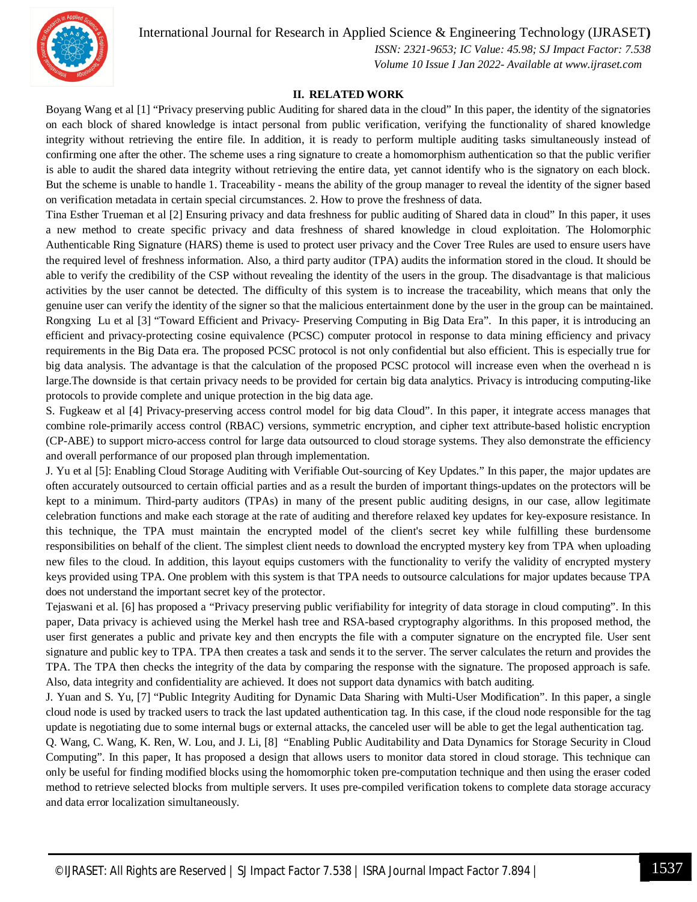## II. RELATED WORK

Boyang Wang et al [1] "Privacy preserving public Auditing for shared data in the cloud" In this paper, the identity of the signatories on each block of shared knowledge is intact personal from public verification, verifying the functionality of shared knowledge integrity without retrieving the entire file. In addition, it is ready to perform multiple auditing tasks simultaneously instead of confirming one after the other. The scheme uses a ring signature to create a homomorphism authentication so that the public verifier is able to audit the shared data integrity without retrieving the entire data, yet cannot identify who is the signatory on each block. But the scheme is unable to handle 1. Traceability - means the ability of the group manager to reveal the identity of the signer based on verification metadata in certain special circumstances. 2. How to prove the freshness of data.

Tina Esther Trueman et al [2] Ensuring privacy and data freshness for public auditing of Shared data in cloud" In this paper, it uses a new method to create specific privacy and data freshness of shared knowledge in cloud exploitation. The Holomorphic Authenticable Ring Signature (HARS) theme is used to protect user privacy and the Cover Tree Rules are used to ensure users have the required level of freshness information. Also, a third party auditor (TPA) audits the information stored in the cloud. It should be able to verify the credibility of the CSP without revealing the identity of the users in the group. The disadvantage is that malicious activities by the user cannot be detected. The difficulty of this system is to increase the traceability, which means that only the genuine user can verify the identity of the signer so that the malicious entertainment done by the user in the group can be maintained.

Rongxing Lu et al [3] "Toward Efficient and Privacy- Preserving Computing in Big Data Era". In this paper, it is introducing an efficient and privacy-protecting cosine equivalence (PCSC) computer protocol in response to data mining efficiency and privacy requirements in the Big Data era. The proposed PCSC protocol is not only confidential but also efficient. This is especially true for big data analysis. The advantage is that the calculation of the proposed PCSC protocol will increase even when the overhead n is large.The downside is that certain privacy needs to be provided for certain big data analytics. Privacy is introducing computing-like protocols to provide complete and unique protection in the big data age.

S. Fugkeaw et al [4] Privacy-preserving access control model for big data Cloud". In this paper, it integrate access manages that combine role-primarily access control (RBAC) versions, symmetric encryption, and cipher text attribute-based holistic encryption (CP-ABE) to support micro-access control for large data outsourced to cloud storage systems. They also demonstrate the efficiency and overall performance of our proposed plan through implementation.

J. Yu et al [5]: Enabling Cloud Storage Auditing with Verifiable Out-sourcing of Key Updates." In this paper, the major updates are often accurately outsourced to certain official parties and as a result the burden of important things-updates on the protectors will be kept to a minimum. Third-party auditors (TPAs) in many of the present public auditing designs, in our case, allow legitimate celebration functions and make each storage at the rate of auditing and therefore relaxed key updates for key-exposure resistance. In this technique, the TPA must maintain the encrypted model of the client's secret key while fulfilling these burdensome responsibilities on behalf of the client. The simplest client needs to download the encrypted mystery key from TPA when uploading new files to the cloud. In addition, this layout equips customers with the functionality to verify the validity of encrypted mystery keys provided using TPA. One problem with this system is that TPA needs to outsource calculations for major updates because TPA does not understand the important secret key of the protector.

Tejaswani et al. [6] has proposed a "Privacy preserving public verifiability for integrity of data storage in cloud computing". In this paper, Data privacy is achieved using the Merkel hash tree and RSA-based cryptography algorithms. In this proposed method, the user first generates a public and private key and then encrypts the file with a computer signature on the encrypted file. User sent signature and public key to TPA. TPA then creates a task and sends it to the server. The server calculates the return and provides the TPA. The TPA then checks the integrity of the data by comparing the response with the signature. The proposed approach is safe. Also, data integrity and confidentiality are achieved. It does not support data dynamics with batch auditing.

J. Yuan and S. Yu, [7] "Public Integrity Auditing for Dynamic Data Sharing with Multi-User Modification". In this paper, a single cloud node is used by tracked users to track the last updated authentication tag. In this case, if the cloud node responsible for the tag update is negotiating due to some internal bugs or external attacks, the canceled user will be able to get the legal authentication tag.

Q. Wang, C. Wang, K. Ren, W. Lou, and J. Li, [8] "Enabling Public Auditability and Data Dynamics for Storage Security in Cloud Computing". In this paper, It has proposed a design that allows users to monitor data stored in cloud storage. This technique can only be useful for finding modified blocks using the homomorphic token pre-computation technique and then using the eraser coded method to retrieve selected blocks from multiple servers. It uses pre-compiled verification tokens to complete data storage accuracy and data error localization simultaneously.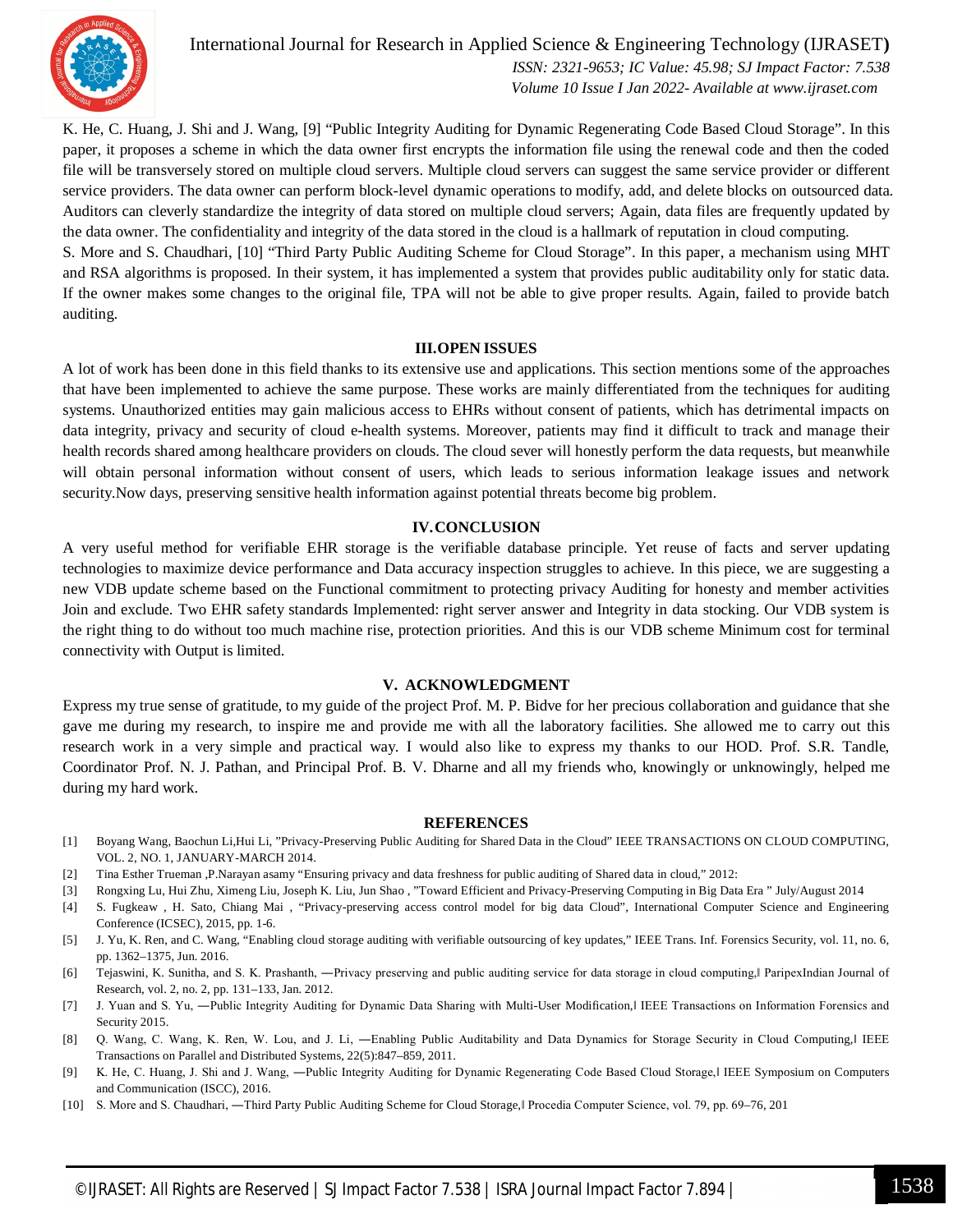K. He, C. Huang, J. Shi and J. Wang, [9] “Public Integrity Auditing for Dynamic Regenerating Code Based Cloud Storage”. In this paper, it proposes a scheme in which the data owner first encrypts the information file using the renewal code and then the coded file will be transversely stored on multiple cloud servers. Multiple cloud servers can suggest the same service provider or different service providers. The data owner can perform block-level dynamic operations to modify, add, and delete blocks on outsourced data. Auditors can cleverly standardize the integrity of data stored on multiple cloud servers; Again, data files are frequently updated by the data owner. The confidentiality and integrity of the data stored in the cloud is a hallmark of reputation in cloud computing.

S. More and S. Chaudhari, [10] “Third Party Public Auditing Scheme for Cloud Storage”. In this paper, a mechanism using MHT and RSA algorithms is proposed. In their system, it has implemented a system that provides public auditability only for static data. If the owner makes some changes to the original file, TPA will not be able to give proper results. Again, failed to provide batch auditing.

## III. OPEN ISSUES

A lot of work has been done in this field thanks to its extensive use and applications. This section mentions some of the approaches that have been implemented to achieve the same purpose. These works are mainly differentiated from the techniques for auditing systems. Unauthorized entities may gain malicious access to EHRs without consent of patients, which has detrimental impacts on data integrity, privacy and security of cloud e-health systems. Moreover, patients may find it difficult to track and manage their health records shared among healthcare providers on clouds. The cloud sever will honestly perform the data requests, but meanwhile will obtain personal information without consent of users, which leads to serious information leakage issues and network security.Now days, preserving sensitive health information against potential threats become big problem.

## IV. CONCLUSION

A very useful method for verifiable EHR storage is the verifiable database principle. Yet reuse of facts and server updating technologies to maximize device performance and Data accuracy inspection struggles to achieve. In this piece, we are suggesting a new VDB update scheme based on the Functional commitment to protecting privacy Auditing for honesty and member activities Join and exclude. Two EHR safety standards Implemented: right server answer and Integrity in data stocking. Our VDB system is the right thing to do without too much machine rise, protection priorities. And this is our VDB scheme Minimum cost for terminal connectivity with Output is limited.

## V. ACKNOWLEDGMENT

Express my true sense of gratitude, to my guide of the project Prof. M. P. Bidve for her precious collaboration and guidance that she gave me during my research, to inspire me and provide me with all the laboratory facilities. She allowed me to carry out this research work in a very simple and practical way. I would also like to express my thanks to our HOD. Prof. S.R. Tandle, Coordinator Prof. N. J. Pathan, and Principal Prof. B. V. Dharne and all my friends who, knowingly or unknowingly, helped me during my hard work.

## REFERENCES

[1] Boyang Wang, Baochun Li,Hui Li, ”Privacy-Preserving Public Auditing for Shared Data in the Cloud” IEEE TRANSACTIONS ON CLOUD COMPUTING, VOL. 2, NO. 1, JANUARY-MARCH 2014.

[2] Tina Esther Trueman ,P.Narayan asamy “Ensuring privacy and data freshness for public auditing of Shared data in cloud,” 2012:

[3] Rongxing Lu, Hui Zhu, Ximeng Liu, Joseph K. Liu, Jun Shao , ”Toward Efficient and Privacy-Preserving Computing in Big Data Era ” July/August 2014

[4] S. Fugkeaw , H. Sato, Chiang Mai , “Privacy-preserving access control model for big data Cloud”, International Computer Science and Engineering Conference (ICSEC), 2015, pp. 1-6.

[5] J. Yu, K. Ren, and C. Wang, “Enabling cloud storage auditing with verifiable outsourcing of key updates,” IEEE Trans. Inf. Forensics Security, vol. 11, no. 6, pp. 1362–1375, Jun. 2016.

[6] Tejaswini, K. Sunitha, and S. K. Prashanth, ―Privacy preserving and public auditing service for data storage in cloud computing,‖ ParipexIndian Journal of Research, vol. 2, no. 2, pp. 131–133, Jan. 2012.

[7] J. Yuan and S. Yu, ―Public Integrity Auditing for Dynamic Data Sharing with Multi-User Modification,‖ IEEE Transactions on Information Forensics and Security 2015.

[8] Q. Wang, C. Wang, K. Ren, W. Lou, and J. Li, ―Enabling Public Auditability and Data Dynamics for Storage Security in Cloud Computing,‖ IEEE Transactions on Parallel and Distributed Systems, 22(5):847–859, 2011.

[9] K. He, C. Huang, J. Shi and J. Wang, ―Public Integrity Auditing for Dynamic Regenerating Code Based Cloud Storage,‖ IEEE Symposium on Computers and Communication (ISCC), 2016.

[10] S. More and S. Chaudhari, ―Third Party Public Auditing Scheme for Cloud Storage,‖ Procedia Computer Science, vol. 79, pp. 69–76, 201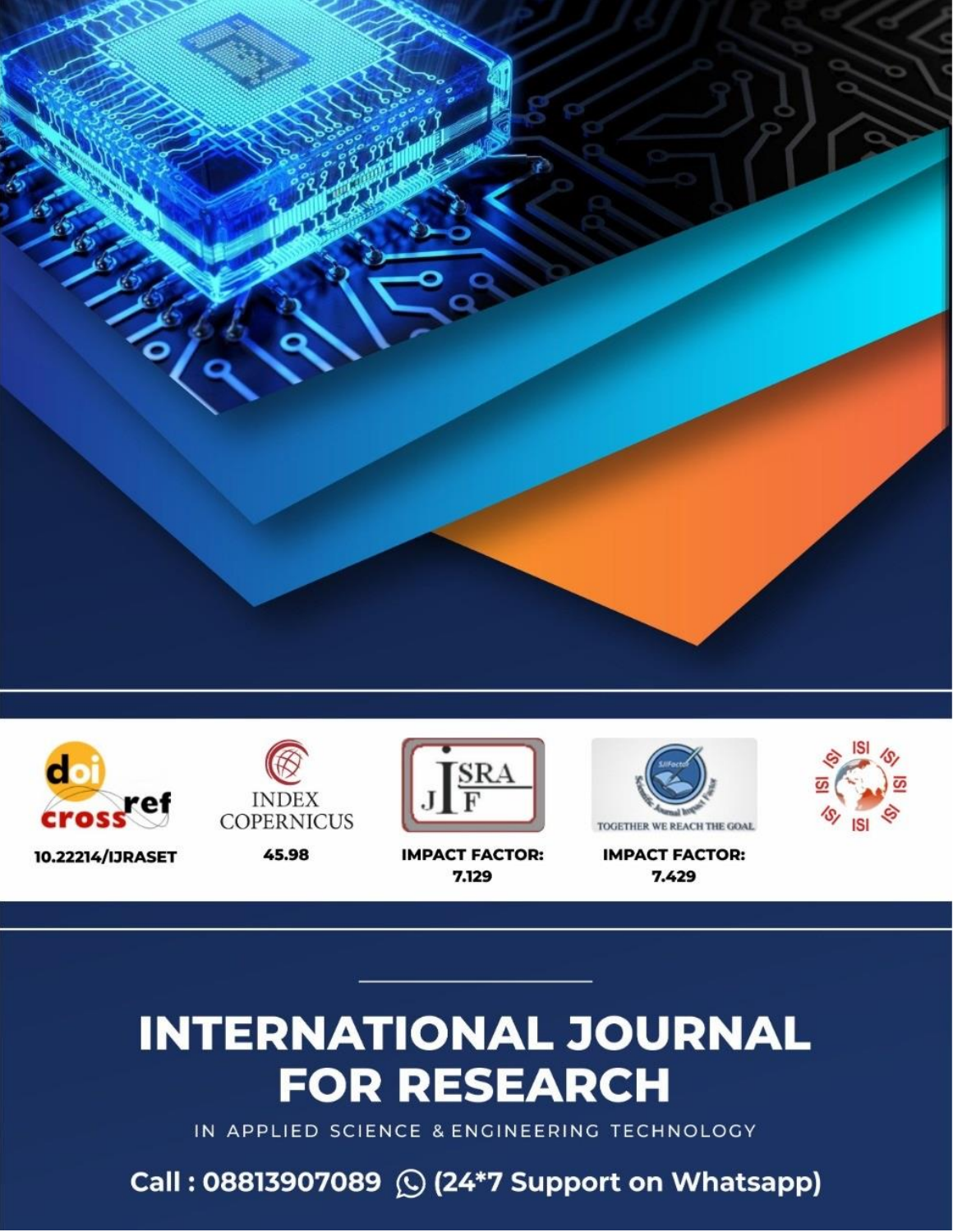10.22214/IJRASET

45.98

IMPACT FACTOR: 7.129

IMPACT FACTOR: 7.429

# INTERNATIONAL JOURNAL FOR RESEARCH

IN APPLIED SCIENCE & ENGINEERING TECHNOLOGY

Call : 08813907089 (24*7 Support on Whatsapp)